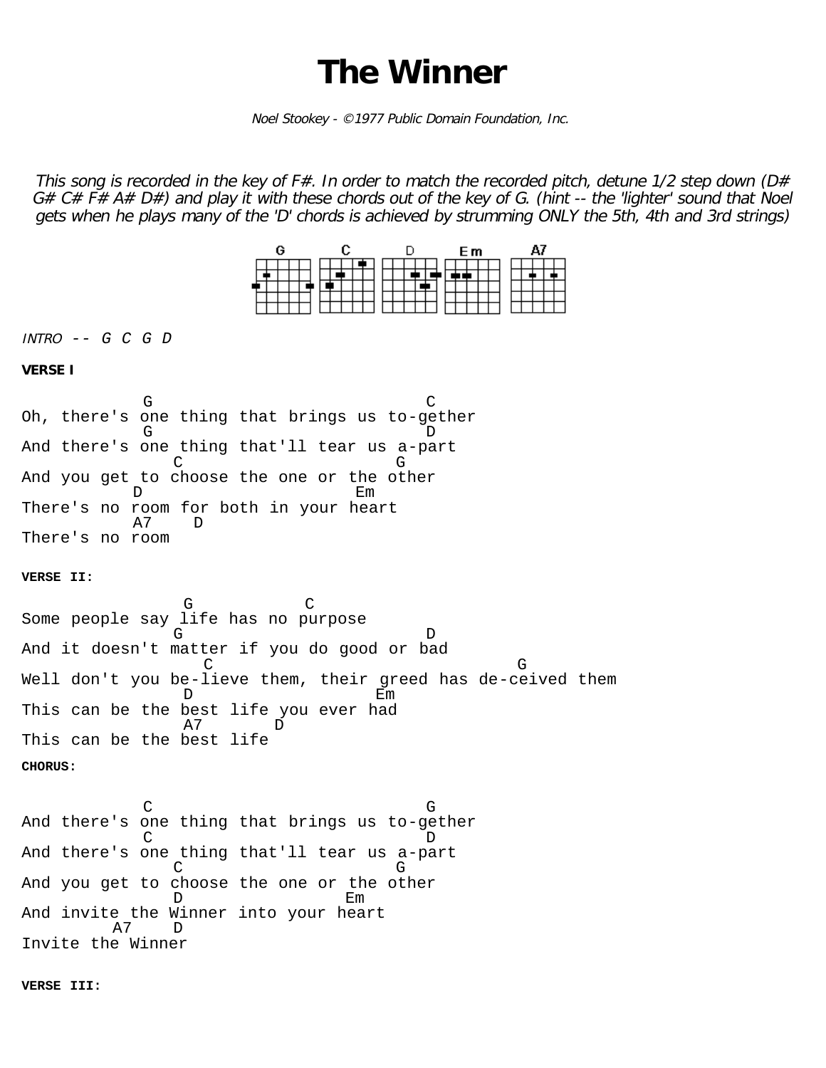# The Winner

*Noel Stookey - ©1977 Public Domain Foundation, Inc.*

*This song is recorded in the key of F#. In order to match the recorded pitch, detune 1/2 step down (D# G# C# F# A# D#) and play it with these chords out of the key of G. (hint -- the 'lighter' sound that Noel gets when he plays many of the 'D' chords is achieved by strumming ONLY the 5th, 4th and 3rd strings)*

G C D Em A7

*INTRO* -- *G C G D*

**VERSE I**

```
             G                            C
Oh, there's one thing that brings us to-gether
             G                            D
And there's one thing that'll tear us a-part
                C                      G
And you get to choose the one or the other
           D                    Em
There's no room for both in your heart
           A7    D
There's no room
```

**VERSE II:**

```
                 G          C
Some people say life has no purpose
                G                         D
And it doesn't matter if you do good or bad
                   C                           G
Well don't you be-lieve them, their greed has de-ceived them
                D                   Em
This can be the best life you ever had
                A7       D
This can be the best life
```

**CHORUS:**

```
             C                            G
And there's one thing that brings us to-gether
             C                            D
And there's one thing that'll tear us a-part
                C                      G
And you get to choose the one or the other
                D                Em
And invite the Winner into your heart
         A7    D
Invite the Winner
```

**VERSE III:**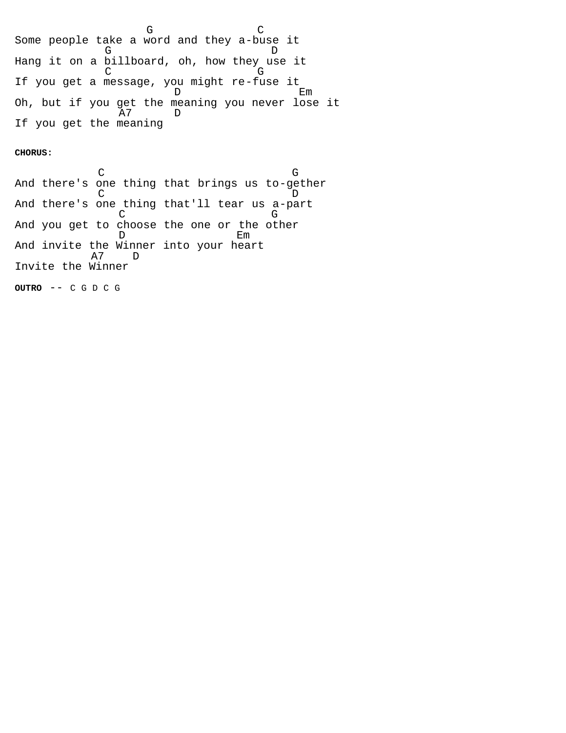```
                   G               C
Some people take a word and they a-buse it
             G                       D
Hang it on a billboard, oh, how they use it
             C                     G
If you get a message, you might re-fuse it
                       D                   Em
Oh, but if you get the meaning you never lose it
               A7      D
If you get the meaning
```

**CHORUS:**

```
            C                           G
And there's one thing that brings us to-gether
            C                           D
And there's one thing that'll tear us a-part
               C                     G
And you get to choose the one or the other
               D                Em
And invite the Winner into your heart
           A7    D
Invite the Winner
```

**OUTRO** -- C G D C G